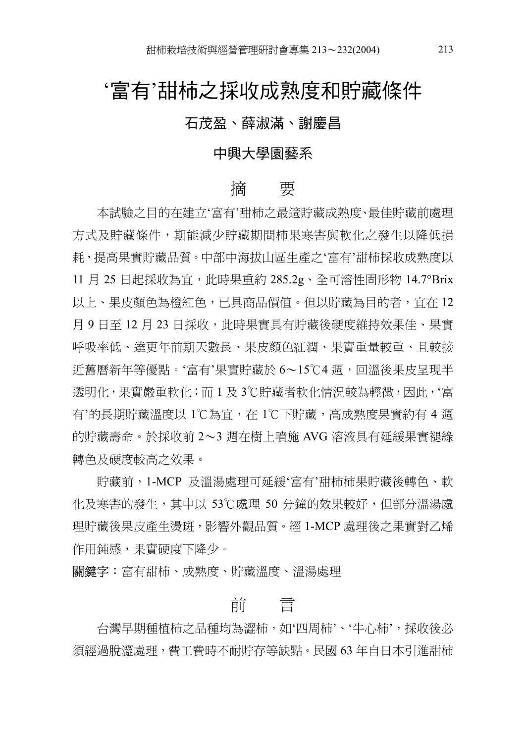# ‘富有’甜柿之採收成熟度和貯藏條件

## 石茂盈、薛淑滿、謝慶昌

### 中興大學園藝系

## 摘　要

本試驗之目的在建立‘富有’甜柿之最適貯藏成熟度、最佳貯藏前處理方式及貯藏條件，期能減少貯藏期間柿果寒害與軟化之發生以降低損耗，提高果實貯藏品質。中部中海拔山區生產之‘富有’甜柿採收成熟度以 11 月 25 日起採收為宜，此時果重約 285.2g、全可溶性固形物 14.7°Brix 以上、果皮顏色為橙紅色，已具商品價值。但以貯藏為目的者，宜在 12 月 9 日至 12 月 23 日採收，此時果實具有貯藏後硬度維持效果佳、果實呼吸率低、達更年前期天數長、果皮顏色紅潤、果實重量較重、且較接近舊曆新年等優點。‘富有’果實貯藏於 6～15℃4 週，回溫後果皮呈現半透明化，果實嚴重軟化；而 1 及 3℃貯藏者軟化情況較為輕微，因此，‘富有’的長期貯藏溫度以 1℃為宜，在 1℃下貯藏，高成熟度果實約有 4 週的貯藏壽命。於採收前 2～3 週在樹上噴施 AVG 溶液具有延緩果實褪綠轉色及硬度較高之效果。

貯藏前，1-MCP 及溫湯處理可延緩‘富有’甜柿柿果貯藏後轉色、軟化及寒害的發生，其中以 53℃處理 50 分鐘的效果較好，但部分溫湯處理貯藏後果皮產生燙斑，影響外觀品質。經 1-MCP 處理後之果實對乙烯作用鈍感，果實硬度下降少。

**關鍵字**：富有甜柿、成熟度、貯藏溫度、溫湯處理

## 前　言

台灣早期種植柿之品種均為澀柿，如‘四周柿’、‘牛心柿’，採收後必須經過脫澀處理，費工費時不耐貯存等缺點。民國 63 年自日本引進甜柿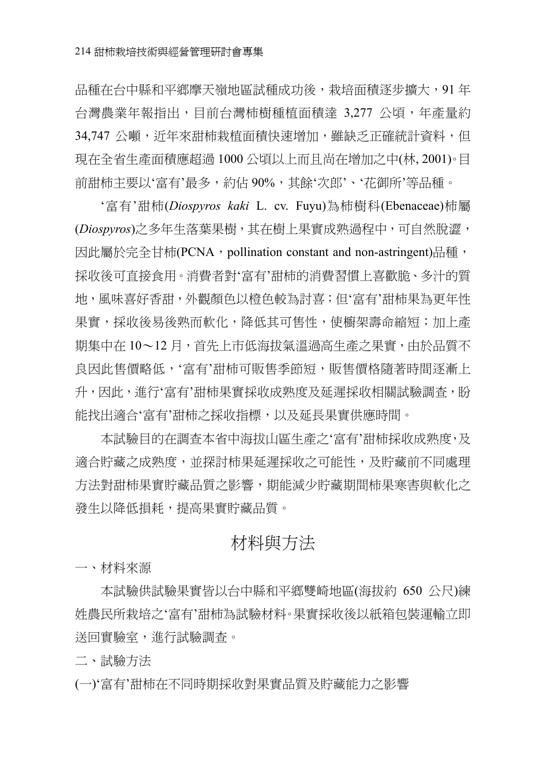品種在台中縣和平鄉摩天嶺地區試種成功後，栽培面積逐步擴大，91 年台灣農業年報指出，目前台灣柿樹種植面積達 3,277 公頃，年產量約 34,747 公噸，近年來甜柿栽植面積快速增加，雖缺乏正確統計資料，但現在全省生產面積應超過 1000 公頃以上而且尚在增加之中(林, 2001)。目前甜柿主要以‘富有’最多，約佔 90%，其餘‘次郎’、‘花御所’等品種。

‘富有’甜柿(*Diospyros kaki* L. cv. Fuyu)為柿樹科(Ebenaceae)柿屬(*Diospyros*)之多年生落葉果樹，其在樹上果實成熟過程中，可自然脫澀，因此屬於完全甘柿(PCNA，pollination constant and non-astringent)品種，採收後可直接食用。消費者對‘富有’甜柿的消費習慣上喜歡脆、多汁的質地，風味喜好香甜，外觀顏色以橙色較為討喜；但‘富有’甜柿果為更年性果實，採收後易後熟而軟化，降低其可售性，使櫥架壽命縮短；加上產期集中在 10～12 月，首先上市低海拔氣溫過高生產之果實，由於品質不良因此售價略低，‘富有’甜柿可販售季節短，販售價格隨著時間逐漸上升，因此，進行‘富有’甜柿果實採收成熟度及延遲採收相關試驗調查，盼能找出適合‘富有’甜柿之採收指標，以及延長果實供應時間。

本試驗目的在調查本省中海拔山區生產之‘富有’甜柿採收成熟度，及適合貯藏之成熟度，並探討柿果延遲採收之可能性，及貯藏前不同處理方法對甜柿果實貯藏品質之影響，期能減少貯藏期間柿果寒害與軟化之發生以降低損耗，提高果實貯藏品質。

## 材料與方法

一、材料來源

本試驗供試驗果實皆以台中縣和平鄉雙崎地區(海拔約 650 公尺)練姓農民所栽培之‘富有’甜柿為試驗材料。果實採收後以紙箱包裝運輸立即送回實驗室，進行試驗調查。

二、試驗方法

(一)‘富有’甜柿在不同時期採收對果實品質及貯藏能力之影響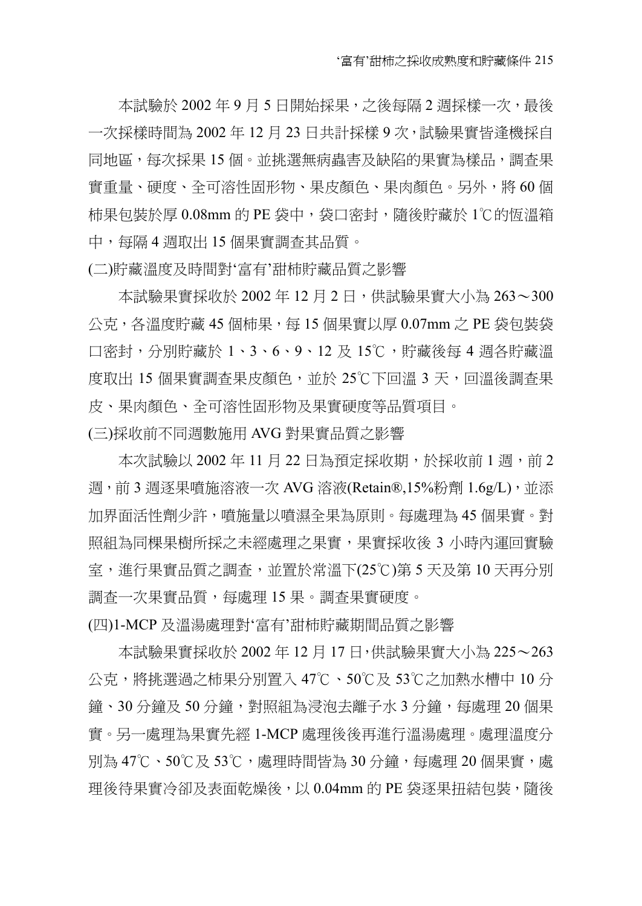本試驗於 2002 年 9 月 5 日開始採果，之後每隔 2 週採樣一次，最後一次採樣時間為 2002 年 12 月 23 日共計採樣 9 次，試驗果實皆逢機採自同地區，每次採果 15 個。並挑選無病蟲害及缺陷的果實為樣品，調查果實重量、硬度、全可溶性固形物、果皮顏色、果肉顏色。另外，將 60 個柿果包裝於厚 0.08mm 的 PE 袋中，袋口密封，隨後貯藏於 1℃的恆溫箱中，每隔 4 週取出 15 個果實調查其品質。

(二)貯藏溫度及時間對‘富有’甜柿貯藏品質之影響

本試驗果實採收於 2002 年 12 月 2 日，供試驗果實大小為 263～300 公克，各溫度貯藏 45 個柿果，每 15 個果實以厚 0.07mm 之 PE 袋包裝袋口密封，分別貯藏於 1、3、6、9、12 及 15℃，貯藏後每 4 週各貯藏溫度取出 15 個果實調查果皮顏色，並於 25℃下回溫 3 天，回溫後調查果皮、果肉顏色、全可溶性固形物及果實硬度等品質項目。

(三)採收前不同週數施用 AVG 對果實品質之影響

本次試驗以 2002 年 11 月 22 日為預定採收期，於採收前 1 週，前 2 週，前 3 週逐果噴施溶液一次 AVG 溶液(Retain®,15%粉劑 1.6g/L)，並添加界面活性劑少許，噴施量以噴濕全果為原則。每處理為 45 個果實。對照組為同棵果樹所採之未經處理之果實，果實採收後 3 小時內運回實驗室，進行果實品質之調查，並置於常溫下(25℃)第 5 天及第 10 天再分別調查一次果實品質，每處理 15 果。調查果實硬度。

(四)1-MCP 及溫湯處理對‘富有’甜柿貯藏期間品質之影響

本試驗果實採收於 2002 年 12 月 17 日，供試驗果實大小為 225～263 公克，將挑選過之柿果分別置入 47℃、50℃及 53℃之加熱水槽中 10 分鐘、30 分鐘及 50 分鐘，對照組為浸泡去離子水 3 分鐘，每處理 20 個果實。另一處理為果實先經 1-MCP 處理後後再進行溫湯處理。處理溫度分別為 47℃、50℃及 53℃，處理時間皆為 30 分鐘，每處理 20 個果實，處理後待果實冷卻及表面乾燥後，以 0.04mm 的 PE 袋逐果扭結包裝，隨後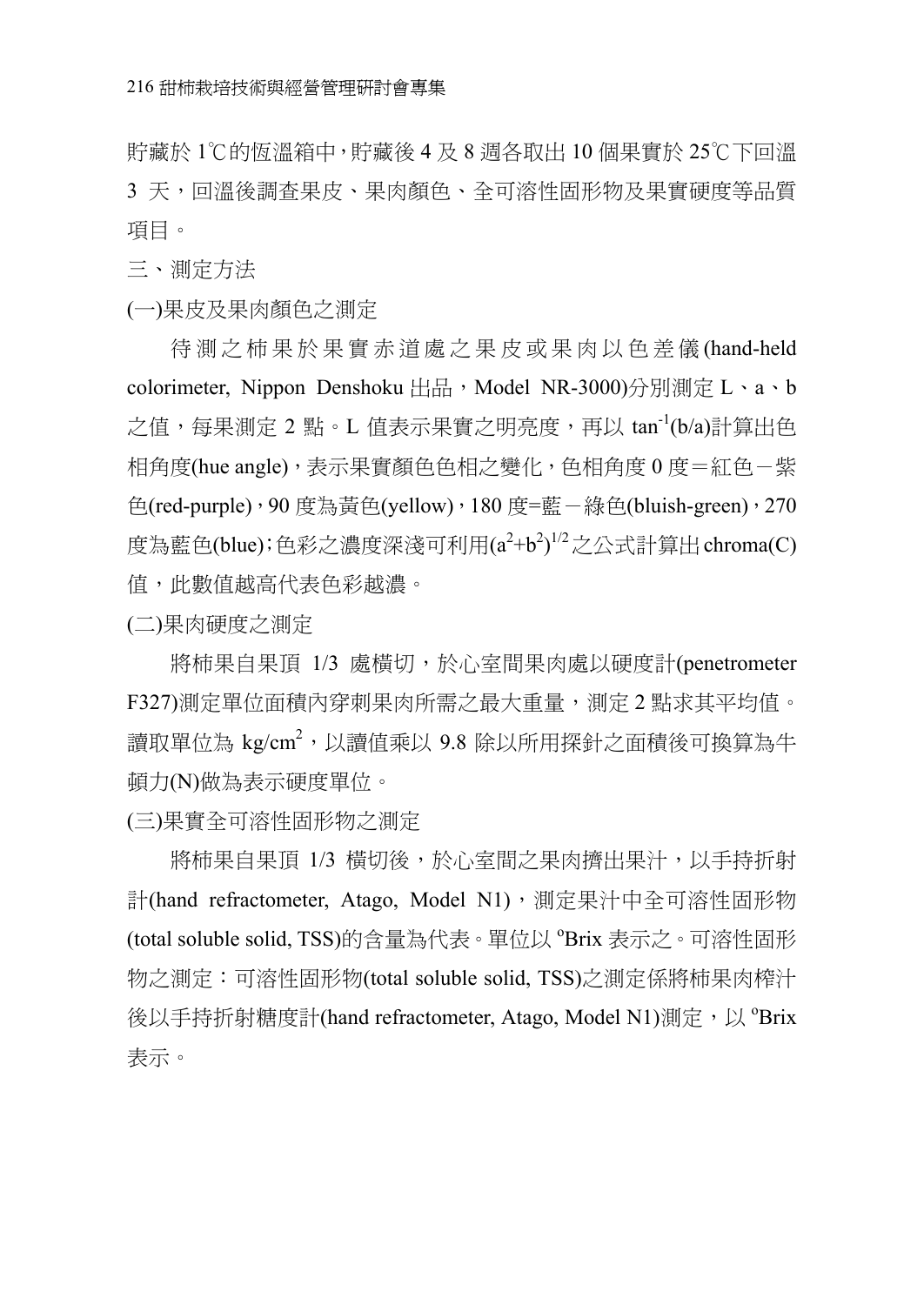貯藏於 1℃的恆溫箱中，貯藏後 4 及 8 週各取出 10 個果實於 25℃下回溫 3 天，回溫後調查果皮、果肉顏色、全可溶性固形物及果實硬度等品質項目。

三、測定方法

(一)果皮及果肉顏色之測定

待測之柿果於果實赤道處之果皮或果肉以色差儀(hand-held colorimeter, Nippon Denshoku 出品，Model NR-3000)分別測定 L、a、b 之值，每果測定 2 點。L 值表示果實之明亮度，再以 $\tan^{-1}(b/a)$計算出色相角度(hue angle)，表示果實顏色色相之變化，色相角度 0 度＝紅色－紫色(red-purple)，90 度為黃色(yellow)，180 度=藍－綠色(bluish-green)，270 度為藍色(blue)；色彩之濃度深淺可利用$(a^2+b^2)^{1/2}$之公式計算出 chroma(C)值，此數值越高代表色彩越濃。

(二)果肉硬度之測定

將柿果自果頂 1/3 處橫切，於心室間果肉處以硬度計(penetrometer F327)測定單位面積內穿刺果肉所需之最大重量，測定 2 點求其平均值。讀取單位為 $kg/cm^2$，以讀值乘以 9.8 除以所用探針之面積後可換算為牛頓力(N)做為表示硬度單位。

(三)果實全可溶性固形物之測定

將柿果自果頂 1/3 橫切後，於心室間之果肉擠出果汁，以手持折射計(hand refractometer, Atago, Model N1)，測定果汁中全可溶性固形物(total soluble solid, TSS)的含量為代表。單位以 $^{o}$Brix 表示之。可溶性固形物之測定：可溶性固形物(total soluble solid, TSS)之測定係將柿果肉榨汁後以手持折射糖度計(hand refractometer, Atago, Model N1)測定，以 $^{o}$Brix 表示。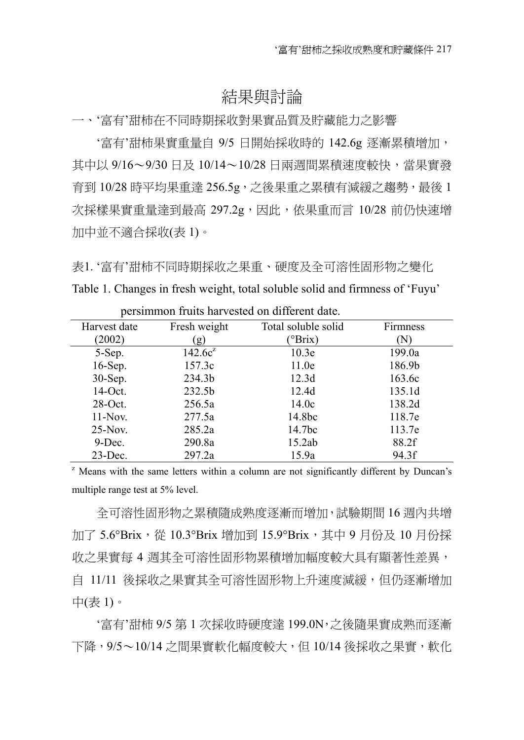# 結果與討論

## 一、'富有'甜柿在不同時期採收對果實品質及貯藏能力之影響

'富有'甜柿果實重量自 9/5 日開始採收時的 142.6g 逐漸累積增加，其中以 9/16～9/30 日及 10/14～10/28 日兩週間累積速度較快，當果實發育到 10/28 時平均果重達 256.5g，之後果重之累積有減緩之趨勢，最後 1 次採樣果實重量達到最高 297.2g，因此，依果重而言 10/28 前仍快速增加中並不適合採收(表 1)。

表1. '富有'甜柿不同時期採收之果重、硬度及全可溶性固形物之變化

Table 1. Changes in fresh weight, total soluble solid and firmness of 'Fuyu' persimmon fruits harvested on different date.

| Harvest date (2002) | Fresh weight (g) | Total soluble solid (°Brix) | Firmness (N) |
|---|---|---|---|
| 5-Sep. | 142.6c[z] | 10.3e | 199.0a |
| 16-Sep. | 157.3c | 11.0e | 186.9b |
| 30-Sep. | 234.3b | 12.3d | 163.6c |
| 14-Oct. | 232.5b | 12.4d | 135.1d |
| 28-Oct. | 256.5a | 14.0c | 138.2d |
| 11-Nov. | 277.5a | 14.8bc | 118.7e |
| 25-Nov. | 285.2a | 14.7bc | 113.7e |
| 9-Dec. | 290.8a | 15.2ab | 88.2f |
| 23-Dec. | 297.2a | 15.9a | 94.3f |

[z] Means with the same letters within a column are not significantly different by Duncan's multiple range test at 5% level.

全可溶性固形物之累積隨成熟度逐漸而增加，試驗期間 16 週內共增加了 5.6°Brix，從 10.3°Brix 增加到 15.9°Brix，其中 9 月份及 10 月份採收之果實每 4 週其全可溶性固形物累積增加幅度較大具有顯著性差異，自 11/11 後採收之果實其全可溶性固形物上升速度減緩，但仍逐漸增加中(表 1)。

'富有'甜柿 9/5 第 1 次採收時硬度達 199.0N，之後隨果實成熟而逐漸下降，9/5～10/14 之間果實軟化幅度較大，但 10/14 後採收之果實，軟化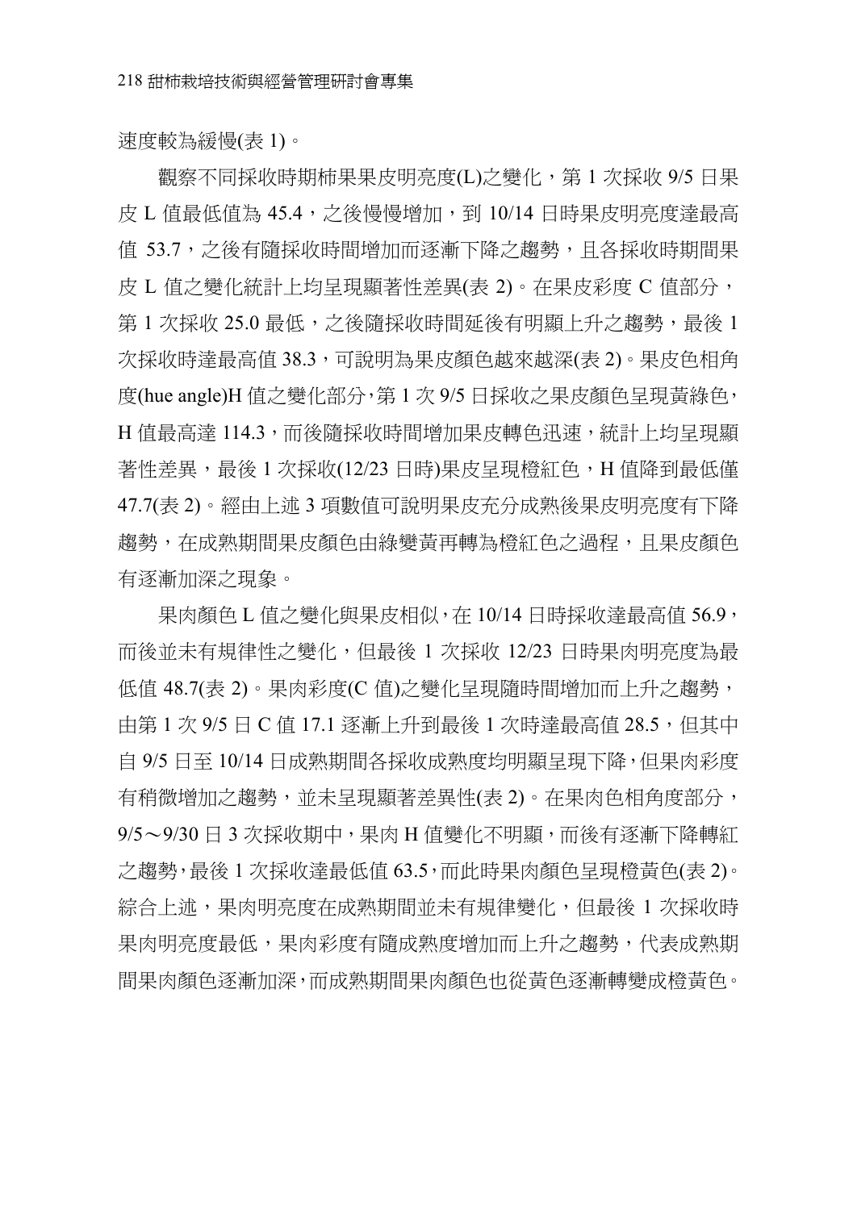速度較為緩慢(表 1)。

觀察不同採收時期柿果果皮明亮度(L)之變化，第 1 次採收 9/5 日果皮 L 值最低值為 45.4，之後慢慢增加，到 10/14 日時果皮明亮度達最高值 53.7，之後有隨採收時間增加而逐漸下降之趨勢，且各採收時期間果皮 L 值之變化統計上均呈現顯著性差異(表 2)。在果皮彩度 C 值部分，第 1 次採收 25.0 最低，之後隨採收時間延後有明顯上升之趨勢，最後 1 次採收時達最高值 38.3，可說明為果皮顏色越來越深(表 2)。果皮色相角度(hue angle)H 值之變化部分，第 1 次 9/5 日採收之果皮顏色呈現黃綠色，H 值最高達 114.3，而後隨採收時間增加果皮轉色迅速，統計上均呈現顯著性差異，最後 1 次採收(12/23 日時)果皮呈現橙紅色，H 值降到最低僅 47.7(表 2)。經由上述 3 項數值可說明果皮充分成熟後果皮明亮度有下降趨勢，在成熟期間果皮顏色由綠變黃再轉為橙紅色之過程，且果皮顏色有逐漸加深之現象。

果肉顏色 L 值之變化與果皮相似，在 10/14 日時採收達最高值 56.9，而後並未有規律性之變化，但最後 1 次採收 12/23 日時果肉明亮度為最低值 48.7(表 2)。果肉彩度(C 值)之變化呈現隨時間增加而上升之趨勢，由第 1 次 9/5 日 C 值 17.1 逐漸上升到最後 1 次時達最高值 28.5，但其中自 9/5 日至 10/14 日成熟期間各採收成熟度均明顯呈現下降，但果肉彩度有稍微增加之趨勢，並未呈現顯著差異性(表 2)。在果肉色相角度部分，9/5～9/30 日 3 次採收期中，果肉 H 值變化不明顯，而後有逐漸下降轉紅之趨勢，最後 1 次採收達最低值 63.5，而此時果肉顏色呈現橙黃色(表 2)。綜合上述，果肉明亮度在成熟期間並未有規律變化，但最後 1 次採收時果肉明亮度最低，果肉彩度有隨成熟度增加而上升之趨勢，代表成熟期間果肉顏色逐漸加深，而成熟期間果肉顏色也從黃色逐漸轉變成橙黃色。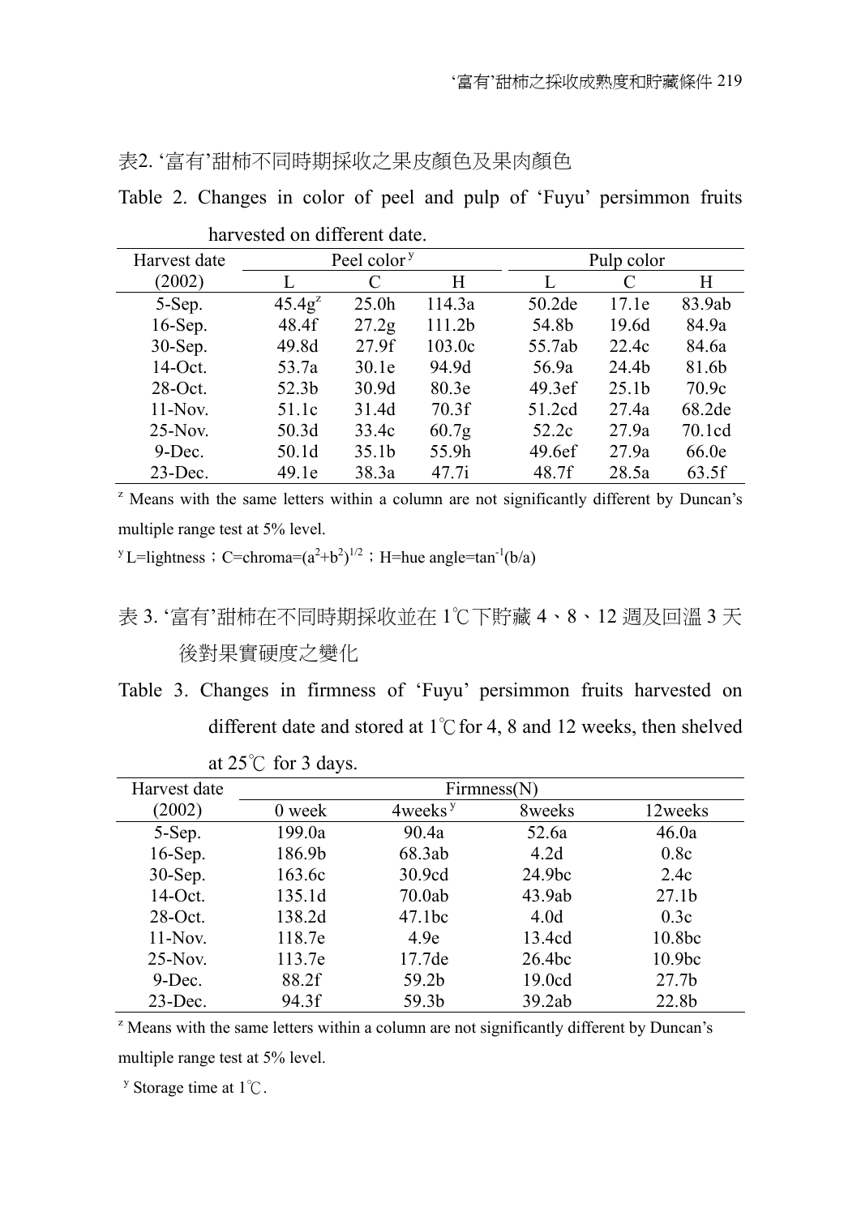表2. '富有'甜柿不同時期採收之果皮顏色及果肉顏色

Table 2. Changes in color of peel and pulp of 'Fuyu' persimmon fruits harvested on different date.

| Harvest date | Peel color[y] | | | Pulp color | | |
|---|---|---|---|---|---|---|
| (2002) | L | C | H | L | C | H |
| 5-Sep. | 45.4g[z] | 25.0h | 114.3a | 50.2de | 17.1e | 83.9ab |
| 16-Sep. | 48.4f | 27.2g | 111.2b | 54.8b | 19.6d | 84.9a |
| 30-Sep. | 49.8d | 27.9f | 103.0c | 55.7ab | 22.4c | 84.6a |
| 14-Oct. | 53.7a | 30.1e | 94.9d | 56.9a | 24.4b | 81.6b |
| 28-Oct. | 52.3b | 30.9d | 80.3e | 49.3ef | 25.1b | 70.9c |
| 11-Nov. | 51.1c | 31.4d | 70.3f | 51.2cd | 27.4a | 68.2de |
| 25-Nov. | 50.3d | 33.4c | 60.7g | 52.2c | 27.9a | 70.1cd |
| 9-Dec. | 50.1d | 35.1b | 55.9h | 49.6ef | 27.9a | 66.0e |
| 23-Dec. | 49.1e | 38.3a | 47.7i | 48.7f | 28.5a | 63.5f |

[z] Means with the same letters within a column are not significantly different by Duncan's multiple range test at 5% level.

[y] L=lightness；C=chroma=$(a^2+b^2)^{1/2}$；H=hue angle=$\tan^{-1}(b/a)$

表 3. '富有'甜柿在不同時期採收並在 1℃下貯藏 4、8、12 週及回溫 3 天後對果實硬度之變化

Table 3. Changes in firmness of 'Fuyu' persimmon fruits harvested on different date and stored at 1℃ for 4, 8 and 12 weeks, then shelved at 25℃ for 3 days.

| Harvest date | Firmness(N) | | | |
|---|---|---|---|---|
| (2002) | 0 week | 4weeks[y] | 8weeks | 12weeks |
| 5-Sep. | 199.0a | 90.4a | 52.6a | 46.0a |
| 16-Sep. | 186.9b | 68.3ab | 4.2d | 0.8c |
| 30-Sep. | 163.6c | 30.9cd | 24.9bc | 2.4c |
| 14-Oct. | 135.1d | 70.0ab | 43.9ab | 27.1b |
| 28-Oct. | 138.2d | 47.1bc | 4.0d | 0.3c |
| 11-Nov. | 118.7e | 4.9e | 13.4cd | 10.8bc |
| 25-Nov. | 113.7e | 17.7de | 26.4bc | 10.9bc |
| 9-Dec. | 88.2f | 59.2b | 19.0cd | 27.7b |
| 23-Dec. | 94.3f | 59.3b | 39.2ab | 22.8b |

[z] Means with the same letters within a column are not significantly different by Duncan's multiple range test at 5% level.

[y] Storage time at 1℃.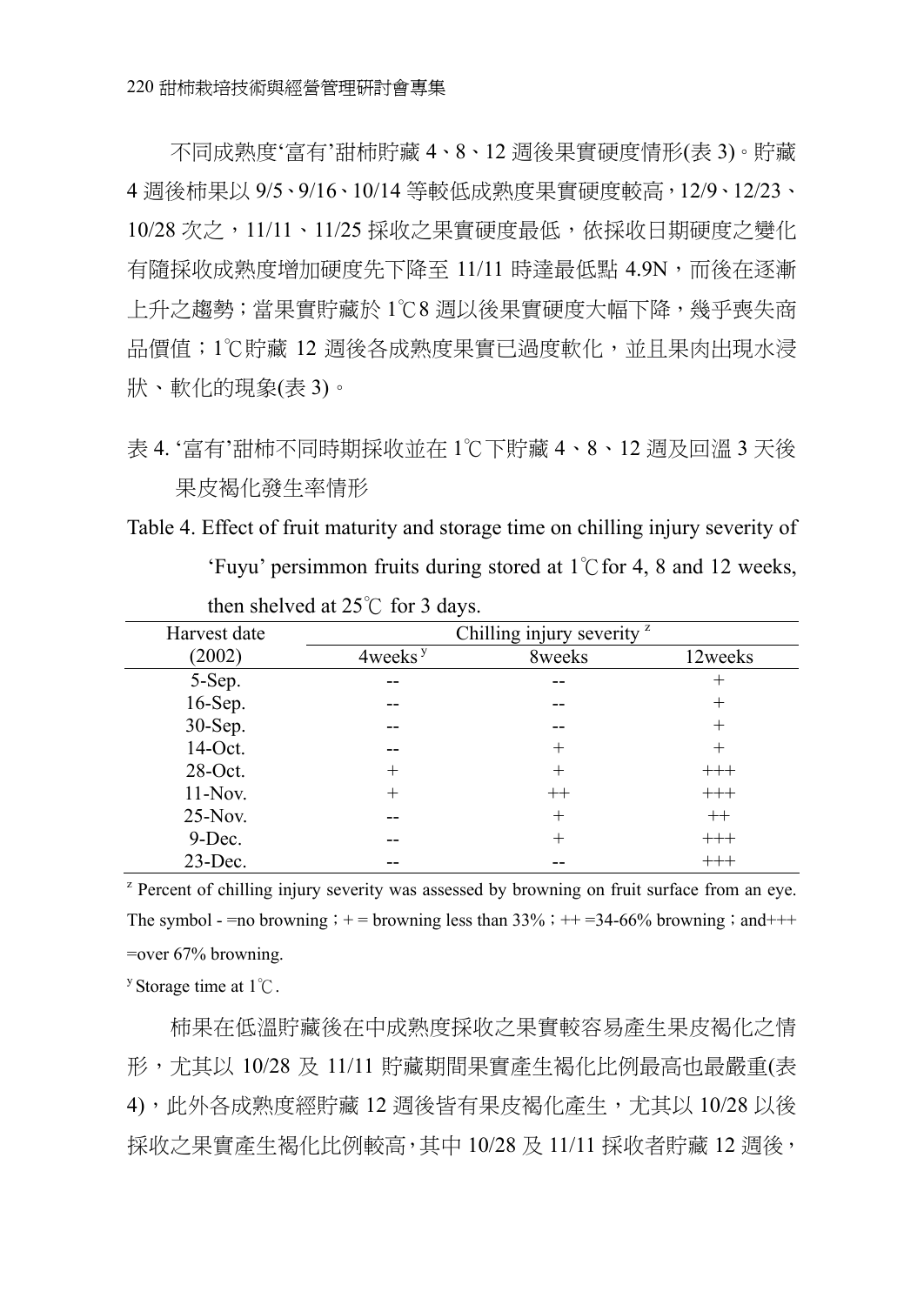不同成熟度'富有'甜柿貯藏 4、8、12 週後果實硬度情形(表 3)。貯藏 4 週後柿果以 9/5、9/16、10/14 等較低成熟度果實硬度較高，12/9、12/23、10/28 次之，11/11、11/25 採收之果實硬度最低，依採收日期硬度之變化有隨採收成熟度增加硬度先下降至 11/11 時達最低點 4.9N，而後在逐漸上升之趨勢；當果實貯藏於 1℃8 週以後果實硬度大幅下降，幾乎喪失商品價值；1℃貯藏 12 週後各成熟度果實已過度軟化，並且果肉出現水浸狀、軟化的現象(表 3)。

表 4. '富有'甜柿不同時期採收並在 1℃下貯藏 4、8、12 週及回溫 3 天後果皮褐化發生率情形

Table 4. Effect of fruit maturity and storage time on chilling injury severity of 'Fuyu' persimmon fruits during stored at 1℃ for 4, 8 and 12 weeks, then shelved at 25℃ for 3 days.

| Harvest date (2002) | Chilling injury severity [z] | | |
|---|---|---|---|
| | 4weeks [y] | 8weeks | 12weeks |
| 5-Sep. | -- | -- | + |
| 16-Sep. | -- | -- | + |
| 30-Sep. | -- | -- | + |
| 14-Oct. | -- | + | + |
| 28-Oct. | + | + | +++ |
| 11-Nov. | + | ++ | +++ |
| 25-Nov. | -- | + | ++ |
| 9-Dec. | -- | + | +++ |
| 23-Dec. | -- | -- | +++ |

[z] Percent of chilling injury severity was assessed by browning on fruit surface from an eye. The symbol - =no browning；+ = browning less than 33%；++ =34-66% browning；and+++ =over 67% browning.

[y] Storage time at 1℃.

柿果在低溫貯藏後在中成熟度採收之果實較容易產生果皮褐化之情形，尤其以 10/28 及 11/11 貯藏期間果實產生褐化比例最高也最嚴重(表 4)，此外各成熟度經貯藏 12 週後皆有果皮褐化產生，尤其以 10/28 以後採收之果實產生褐化比例較高，其中 10/28 及 11/11 採收者貯藏 12 週後，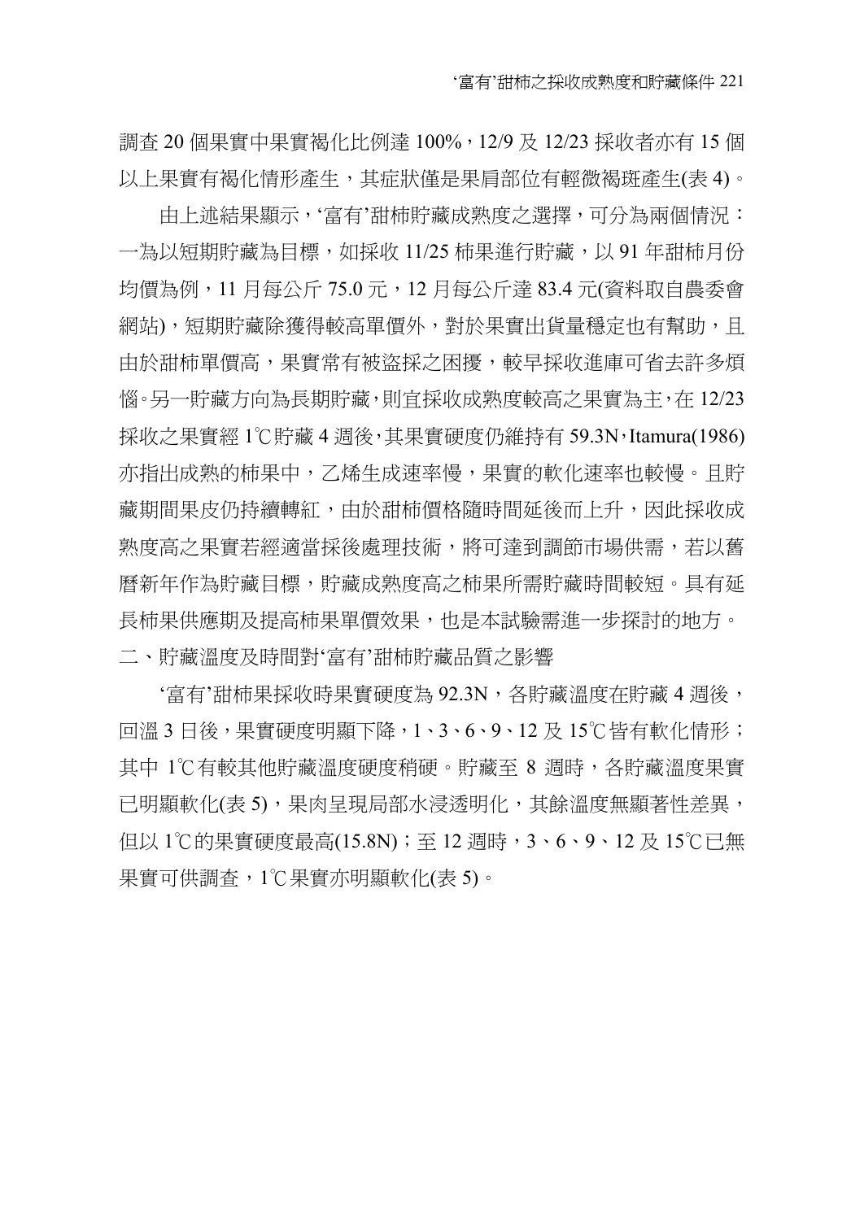調查 20 個果實中果實褐化比例達 100%，12/9 及 12/23 採收者亦有 15 個以上果實有褐化情形產生，其症狀僅是果肩部位有輕微褐斑產生(表 4)。

由上述結果顯示，‘富有’甜柿貯藏成熟度之選擇，可分為兩個情況：一為以短期貯藏為目標，如採收 11/25 柿果進行貯藏，以 91 年甜柿月份均價為例，11 月每公斤 75.0 元，12 月每公斤達 83.4 元(資料取自農委會網站)，短期貯藏除獲得較高單價外，對於果實出貨量穩定也有幫助，且由於甜柿單價高，果實常有被盜採之困擾，較早採收進庫可省去許多煩惱。另一貯藏方向為長期貯藏，則宜採收成熟度較高之果實為主，在 12/23 採收之果實經 1℃貯藏 4 週後，其果實硬度仍維持有 59.3N，Itamura(1986) 亦指出成熟的柿果中，乙烯生成速率慢，果實的軟化速率也較慢。且貯藏期間果皮仍持續轉紅，由於甜柿價格隨時間延後而上升，因此採收成熟度高之果實若經適當採後處理技術，將可達到調節市場供需，若以舊曆新年作為貯藏目標，貯藏成熟度高之柿果所需貯藏時間較短。具有延長柿果供應期及提高柿果單價效果，也是本試驗需進一步探討的地方。

## 二、貯藏溫度及時間對‘富有’甜柿貯藏品質之影響

‘富有’甜柿果採收時果實硬度為 92.3N，各貯藏溫度在貯藏 4 週後，回溫 3 日後，果實硬度明顯下降，1、3、6、9、12 及 15℃皆有軟化情形；其中 1℃有較其他貯藏溫度硬度稍硬。貯藏至 8 週時，各貯藏溫度果實已明顯軟化(表 5)，果肉呈現局部水浸透明化，其餘溫度無顯著性差異，但以 1℃的果實硬度最高(15.8N)；至 12 週時，3、6、9、12 及 15℃已無果實可供調查，1℃果實亦明顯軟化(表 5)。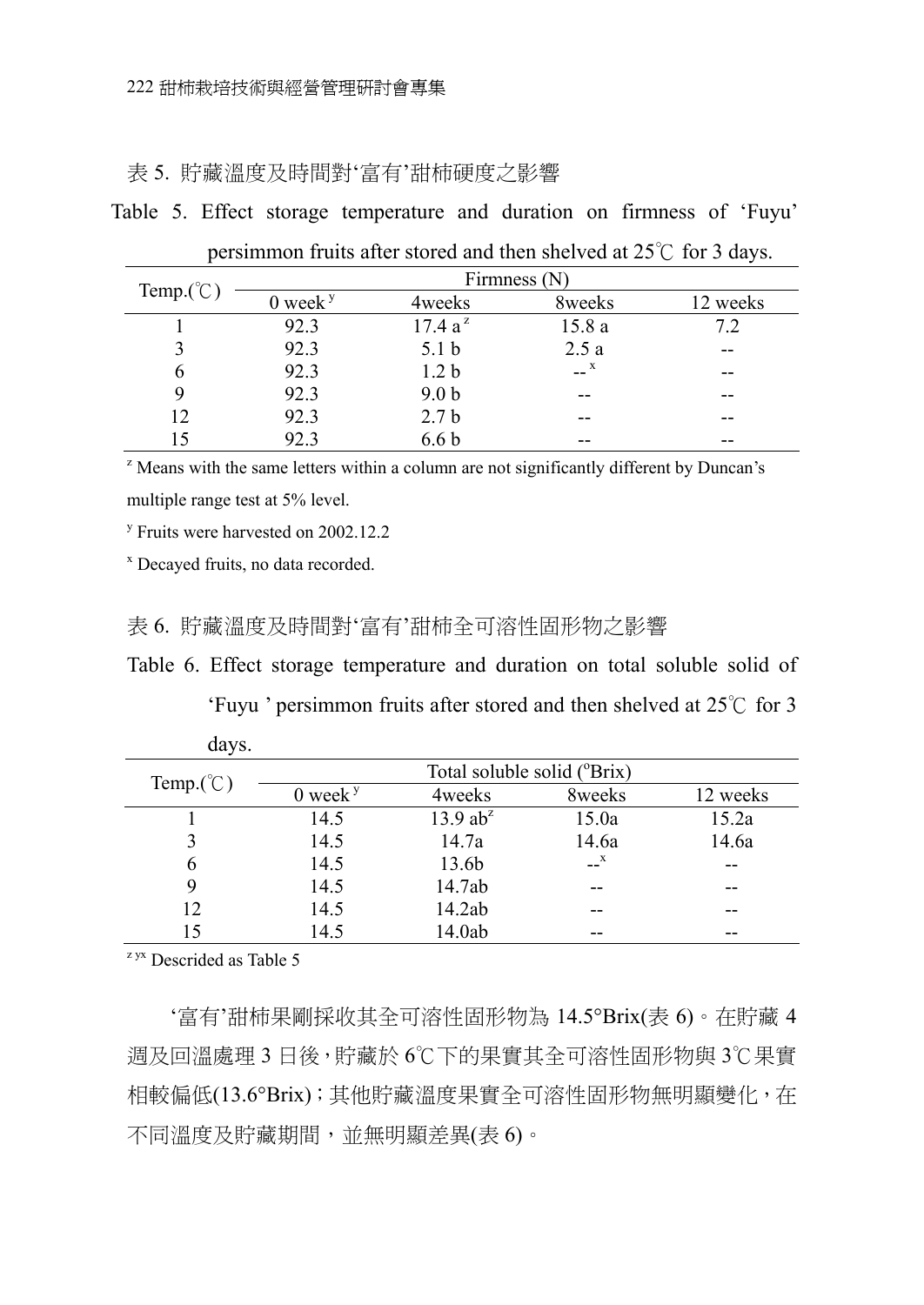表 5. 貯藏溫度及時間對‘富有’甜柿硬度之影響

Table 5. Effect storage temperature and duration on firmness of ‘Fuyu’ persimmon fruits after stored and then shelved at 25℃ for 3 days.

| Temp.(℃) | Firmness (N) | | | |
|---|---|---|---|---|
| | 0 week[y] | 4weeks | 8weeks | 12 weeks |
| 1 | 92.3 | 17.4 a[z] | 15.8 a | 7.2 |
| 3 | 92.3 | 5.1 b | 2.5 a | -- |
| 6 | 92.3 | 1.2 b | --[x] | -- |
| 9 | 92.3 | 9.0 b | -- | -- |
| 12 | 92.3 | 2.7 b | -- | -- |
| 15 | 92.3 | 6.6 b | -- | -- |

[z] Means with the same letters within a column are not significantly different by Duncan's multiple range test at 5% level.

[y] Fruits were harvested on 2002.12.2

[x] Decayed fruits, no data recorded.

表 6. 貯藏溫度及時間對‘富有’甜柿全可溶性固形物之影響

Table 6. Effect storage temperature and duration on total soluble solid of ‘Fuyu ’ persimmon fruits after stored and then shelved at 25℃ for 3 days.

| Temp.(℃) | Total soluble solid (°Brix) | | | |
|---|---|---|---|---|
| | 0 week[y] | 4weeks | 8weeks | 12 weeks |
| 1 | 14.5 | 13.9 ab[z] | 15.0a | 15.2a |
| 3 | 14.5 | 14.7a | 14.6a | 14.6a |
| 6 | 14.5 | 13.6b | --[x] | -- |
| 9 | 14.5 | 14.7ab | -- | -- |
| 12 | 14.5 | 14.2ab | -- | -- |
| 15 | 14.5 | 14.0ab | -- | -- |

[z yx] Descrided as Table 5

‘富有’甜柿果剛採收其全可溶性固形物為 14.5°Brix(表 6)。在貯藏 4 週及回溫處理 3 日後，貯藏於 6℃下的果實其全可溶性固形物與 3℃果實相較偏低(13.6°Brix)；其他貯藏溫度果實全可溶性固形物無明顯變化，在不同溫度及貯藏期間，並無明顯差異(表 6)。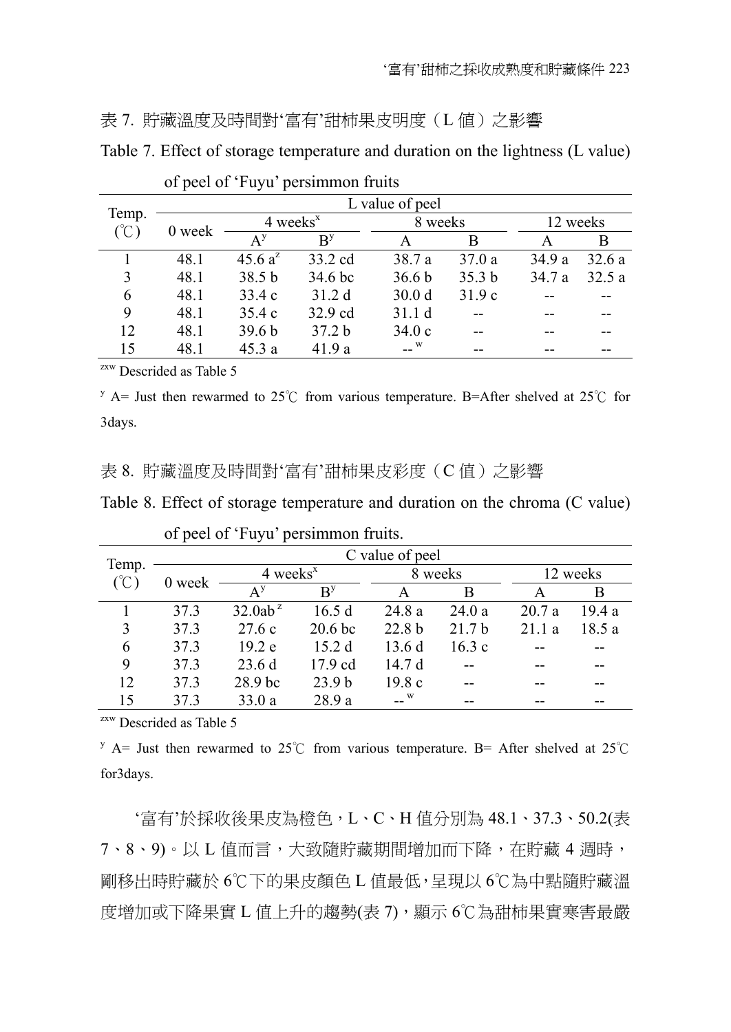表 7. 貯藏溫度及時間對'富有'甜柿果皮明度（L 值）之影響

Table 7. Effect of storage temperature and duration on the lightness (L value) of peel of 'Fuyu' persimmon fruits

| Temp. (℃) | L value of peel | | | | | | |
|---|---|---|---|---|---|---|---|
| | 0 week | 4 weeks[x] | | 8 weeks | | 12 weeks | |
| | | A[y] | B[y] | A | B | A | B |
| 1 | 48.1 | 45.6 a[z] | 33.2 cd | 38.7 a | 37.0 a | 34.9 a | 32.6 a |
| 3 | 48.1 | 38.5 b | 34.6 bc | 36.6 b | 35.3 b | 34.7 a | 32.5 a |
| 6 | 48.1 | 33.4 c | 31.2 d | 30.0 d | 31.9 c | -- | -- |
| 9 | 48.1 | 35.4 c | 32.9 cd | 31.1 d | -- | -- | -- |
| 12 | 48.1 | 39.6 b | 37.2 b | 34.0 c | -- | -- | -- |
| 15 | 48.1 | 45.3 a | 41.9 a | --[w] | -- | -- | -- |

[zxw] Descrided as Table 5

[y] A= Just then rewarmed to 25℃ from various temperature. B=After shelved at 25℃ for 3days.

表 8. 貯藏溫度及時間對'富有'甜柿果皮彩度（C 值）之影響

Table 8. Effect of storage temperature and duration on the chroma (C value) of peel of 'Fuyu' persimmon fruits.

| Temp. (℃) | C value of peel | | | | | | |
|---|---|---|---|---|---|---|---|
| | 0 week | 4 weeks[x] | | 8 weeks | | 12 weeks | |
| | | A[y] | B[y] | A | B | A | B |
| 1 | 37.3 | 32.0ab[z] | 16.5 d | 24.8 a | 24.0 a | 20.7 a | 19.4 a |
| 3 | 37.3 | 27.6 c | 20.6 bc | 22.8 b | 21.7 b | 21.1 a | 18.5 a |
| 6 | 37.3 | 19.2 e | 15.2 d | 13.6 d | 16.3 c | -- | -- |
| 9 | 37.3 | 23.6 d | 17.9 cd | 14.7 d | -- | -- | -- |
| 12 | 37.3 | 28.9 bc | 23.9 b | 19.8 c | -- | -- | -- |
| 15 | 37.3 | 33.0 a | 28.9 a | --[w] | -- | -- | -- |

[zxw] Descrided as Table 5

[y] A= Just then rewarmed to 25℃ from various temperature. B= After shelved at 25℃ for3days.

'富有'於採收後果皮為橙色，L、C、H 值分別為 48.1、37.3、50.2(表 7、8、9)。以 L 值而言，大致隨貯藏期間增加而下降，在貯藏 4 週時，剛移出時貯藏於 6℃下的果皮顏色 L 值最低，呈現以 6℃為中點隨貯藏溫度增加或下降果實 L 值上升的趨勢(表 7)，顯示 6℃為甜柿果實寒害最嚴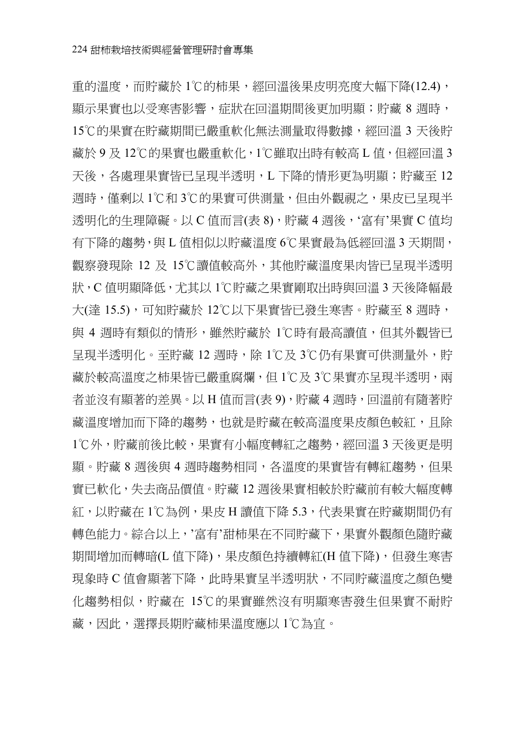重的溫度，而貯藏於 1℃的柿果，經回溫後果皮明亮度大幅下降(12.4)，顯示果實也以受寒害影響，症狀在回溫期間後更加明顯；貯藏 8 週時，15℃的果實在貯藏期間已嚴重軟化無法測量取得數據，經回溫 3 天後貯藏於 9 及 12℃的果實也嚴重軟化，1℃雖取出時有較高 L 值，但經回溫 3 天後，各處理果實皆已呈現半透明，L 下降的情形更為明顯；貯藏至 12 週時，僅剩以 1℃和 3℃的果實可供測量，但由外觀視之，果皮已呈現半透明化的生理障礙。以 C 值而言(表 8)，貯藏 4 週後，'富有'果實 C 值均有下降的趨勢，與 L 值相似以貯藏溫度 6℃果實最為低經回溫 3 天期間，觀察發現除 12 及 15℃讀值較高外，其他貯藏溫度果肉皆已呈現半透明狀，C 值明顯降低，尤其以 1℃貯藏之果實剛取出時與回溫 3 天後降幅最大(達 15.5)，可知貯藏於 12℃以下果實皆已發生寒害。貯藏至 8 週時，與 4 週時有類似的情形，雖然貯藏於 1℃時有最高讀值，但其外觀皆已呈現半透明化。至貯藏 12 週時，除 1℃及 3℃仍有果實可供測量外，貯藏於較高溫度之柿果皆已嚴重腐爛，但 1℃及 3℃果實亦呈現半透明，兩者並沒有顯著的差異。以 H 值而言(表 9)，貯藏 4 週時，回溫前有隨著貯藏溫度增加而下降的趨勢，也就是貯藏在較高溫度果皮顏色較紅，且除 1℃外，貯藏前後比較，果實有小幅度轉紅之趨勢，經回溫 3 天後更是明顯。貯藏 8 週後與 4 週時趨勢相同，各溫度的果實皆有轉紅趨勢，但果實已軟化，失去商品價值。貯藏 12 週後果實相較於貯藏前有較大幅度轉紅，以貯藏在 1℃為例，果皮 H 讀值下降 5.3，代表果實在貯藏期間仍有轉色能力。綜合以上，'富有'甜柿果在不同貯藏下，果實外觀顏色隨貯藏期間增加而轉暗(L 值下降)，果皮顏色持續轉紅(H 值下降)，但發生寒害現象時 C 值會顯著下降，此時果實呈半透明狀，不同貯藏溫度之顏色變化趨勢相似，貯藏在 15℃的果實雖然沒有明顯寒害發生但果實不耐貯藏，因此，選擇長期貯藏柿果溫度應以 1℃為宜。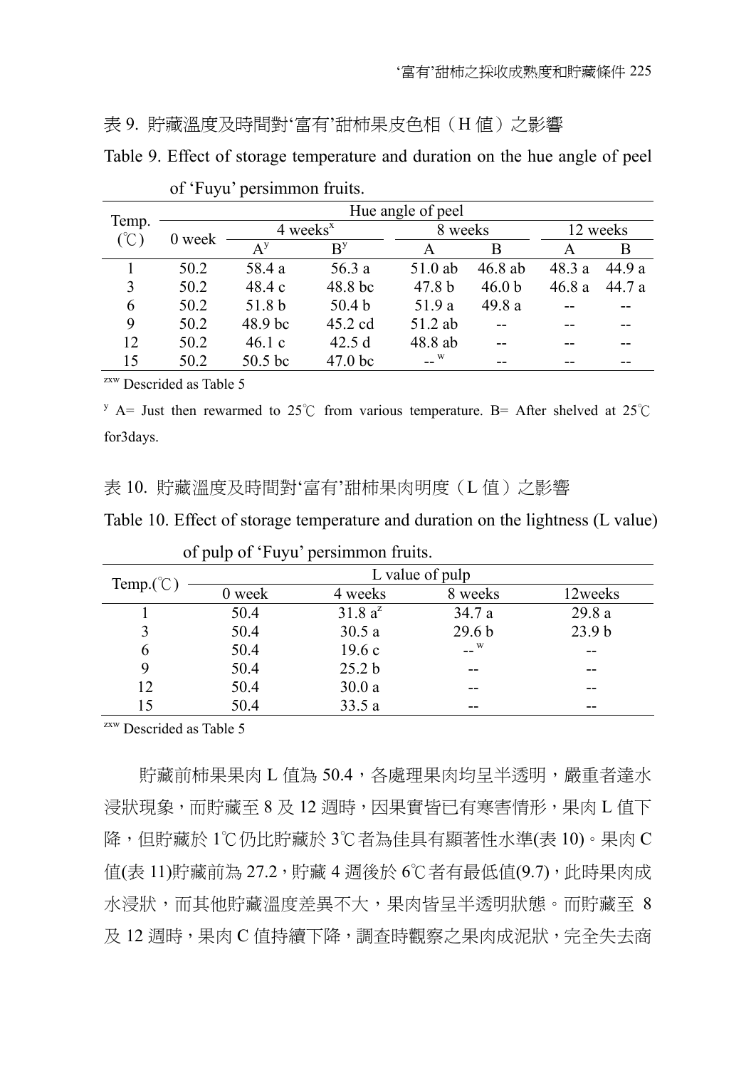表 9. 貯藏溫度及時間對'富有'甜柿果皮色相（H 值）之影響

Table 9. Effect of storage temperature and duration on the hue angle of peel of 'Fuyu' persimmon fruits.

| Temp. (℃) | Hue angle of peel | | | | | | |
|---|---|---|---|---|---|---|---|
| | 0 week | 4 weeks[x] | | 8 weeks | | 12 weeks | |
| | | A[y] | B[y] | A | B | A | B |
| 1 | 50.2 | 58.4 a | 56.3 a | 51.0 ab | 46.8 ab | 48.3 a | 44.9 a |
| 3 | 50.2 | 48.4 c | 48.8 bc | 47.8 b | 46.0 b | 46.8 a | 44.7 a |
| 6 | 50.2 | 51.8 b | 50.4 b | 51.9 a | 49.8 a | -- | -- |
| 9 | 50.2 | 48.9 bc | 45.2 cd | 51.2 ab | -- | -- | -- |
| 12 | 50.2 | 46.1 c | 42.5 d | 48.8 ab | -- | -- | -- |
| 15 | 50.2 | 50.5 bc | 47.0 bc | --[w] | -- | -- | -- |

[zxw] Descrided as Table 5

[y] A= Just then rewarmed to 25℃ from various temperature. B= After shelved at 25℃ for3days.

表 10. 貯藏溫度及時間對'富有'甜柿果肉明度（L 值）之影響

Table 10. Effect of storage temperature and duration on the lightness (L value) of pulp of 'Fuyu' persimmon fruits.

| Temp.(℃) | L value of pulp | | | |
|---|---|---|---|---|
| | 0 week | 4 weeks | 8 weeks | 12weeks |
| 1 | 50.4 | 31.8 a[z] | 34.7 a | 29.8 a |
| 3 | 50.4 | 30.5 a | 29.6 b | 23.9 b |
| 6 | 50.4 | 19.6 c | --[w] | -- |
| 9 | 50.4 | 25.2 b | -- | -- |
| 12 | 50.4 | 30.0 a | -- | -- |
| 15 | 50.4 | 33.5 a | -- | -- |

[zxw] Descrided as Table 5

貯藏前柿果果肉 L 值為 50.4，各處理果肉均呈半透明，嚴重者達水浸狀現象，而貯藏至 8 及 12 週時，因果實皆已有寒害情形，果肉 L 值下降，但貯藏於 1℃仍比貯藏於 3℃者為佳具有顯著性水準(表 10)。果肉 C 值(表 11)貯藏前為 27.2，貯藏 4 週後於 6℃者有最低值(9.7)，此時果肉成水浸狀，而其他貯藏溫度差異不大，果肉皆呈半透明狀態。而貯藏至 8 及 12 週時，果肉 C 值持續下降，調查時觀察之果肉成泥狀，完全失去商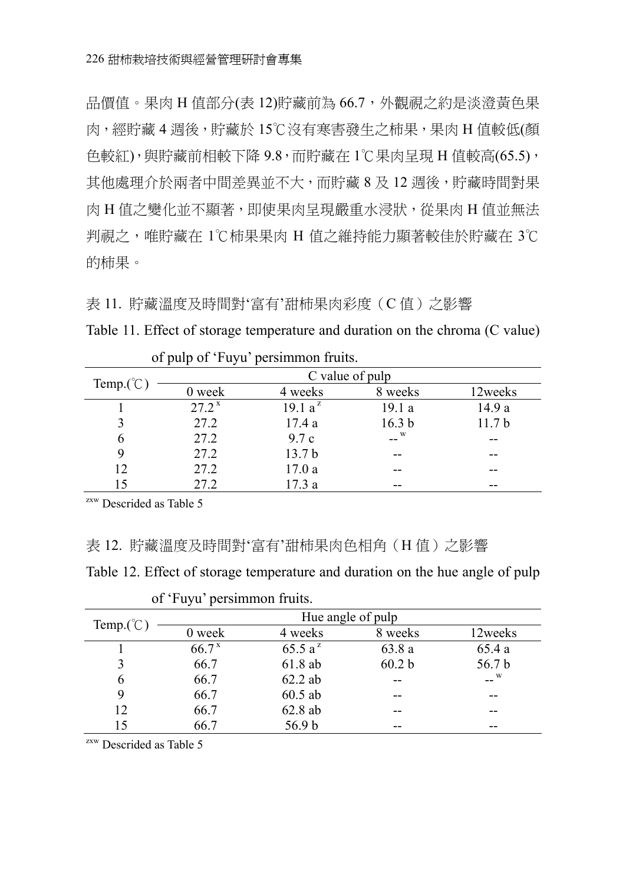品價值。果肉 H 值部分(表 12)貯藏前為 66.7，外觀視之約是淡澄黃色果肉，經貯藏 4 週後，貯藏於 15℃沒有寒害發生之柿果，果肉 H 值較低(顏色較紅)，與貯藏前相較下降 9.8，而貯藏在 1℃果肉呈現 H 值較高(65.5)，其他處理介於兩者中間差異並不大，而貯藏 8 及 12 週後，貯藏時間對果肉 H 值之變化並不顯著，即使果肉呈現嚴重水浸狀，從果肉 H 值並無法判視之，唯貯藏在 1℃柿果果肉 H 值之維持能力顯著較佳於貯藏在 3℃的柿果。

表 11. 貯藏溫度及時間對'富有'甜柿果肉彩度（C 值）之影響

Table 11. Effect of storage temperature and duration on the chroma (C value) of pulp of 'Fuyu' persimmon fruits.

| Temp.(℃) | C value of pulp | | | |
|---|---|---|---|---|
| | 0 week | 4 weeks | 8 weeks | 12weeks |
| 1 | 27.2 [x] | 19.1 a [z] | 19.1 a | 14.9 a |
| 3 | 27.2 | 17.4 a | 16.3 b | 11.7 b |
| 6 | 27.2 | 9.7 c | -- [w] | -- |
| 9 | 27.2 | 13.7 b | -- | -- |
| 12 | 27.2 | 17.0 a | -- | -- |
| 15 | 27.2 | 17.3 a | -- | -- |

zxw Descrided as Table 5

表 12. 貯藏溫度及時間對'富有'甜柿果肉色相角（H 值）之影響

Table 12. Effect of storage temperature and duration on the hue angle of pulp of 'Fuyu' persimmon fruits.

| Temp.(℃) | Hue angle of pulp | | | |
|---|---|---|---|---|
| | 0 week | 4 weeks | 8 weeks | 12weeks |
| 1 | 66.7 [x] | 65.5 a [z] | 63.8 a | 65.4 a |
| 3 | 66.7 | 61.8 ab | 60.2 b | 56.7 b |
| 6 | 66.7 | 62.2 ab | -- | -- [w] |
| 9 | 66.7 | 60.5 ab | -- | -- |
| 12 | 66.7 | 62.8 ab | -- | -- |
| 15 | 66.7 | 56.9 b | -- | -- |

zxw Descrided as Table 5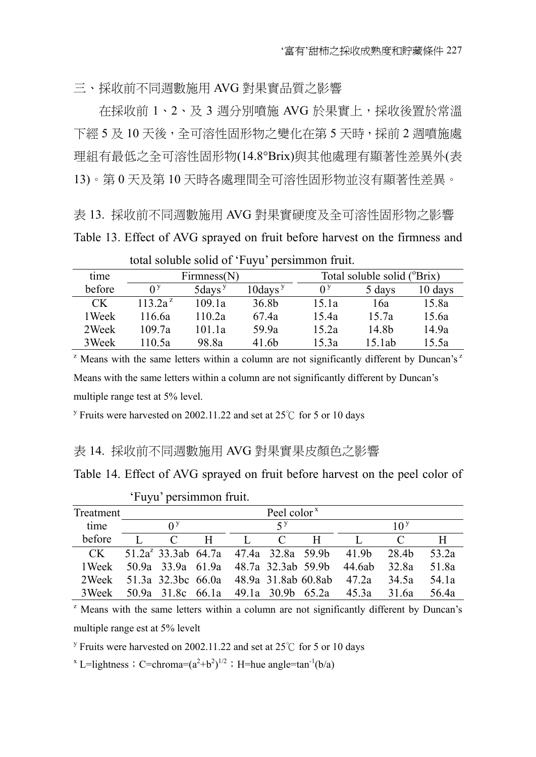## 三、採收前不同週數施用 AVG 對果實品質之影響

在採收前 1、2、及 3 週分別噴施 AVG 於果實上，採收後置於常溫下經 5 及 10 天後，全可溶性固形物之變化在第 5 天時，採前 2 週噴施處理組有最低之全可溶性固形物(14.8°Brix)與其他處理有顯著性差異外(表 13)。第 0 天及第 10 天時各處理間全可溶性固形物並沒有顯著性差異。

表 13. 採收前不同週數施用 AVG 對果實硬度及全可溶性固形物之影響

Table 13. Effect of AVG sprayed on fruit before harvest on the firmness and total soluble solid of 'Fuyu' persimmon fruit.

| time | Firmness(N) | | | Total soluble solid (°Brix) | | |
|---|---|---|---|---|---|---|
| before | 0[y] | 5days[y] | 10days[y] | 0[y] | 5 days | 10 days |
| CK | 113.2a[z] | 109.1a | 36.8b | 15.1a | 16a | 15.8a |
| 1Week | 116.6a | 110.2a | 67.4a | 15.4a | 15.7a | 15.6a |
| 2Week | 109.7a | 101.1a | 59.9a | 15.2a | 14.8b | 14.9a |
| 3Week | 110.5a | 98.8a | 41.6b | 15.3a | 15.1ab | 15.5a |

[z] Means with the same letters within a column are not significantly different by Duncan's [z] Means with the same letters within a column are not significantly different by Duncan's multiple range test at 5% level.

[y] Fruits were harvested on 2002.11.22 and set at 25℃ for 5 or 10 days

表 14. 採收前不同週數施用 AVG 對果實果皮顏色之影響

Table 14. Effect of AVG sprayed on fruit before harvest on the peel color of 'Fuyu' persimmon fruit.

| Treatment | Peel color[x] | | | | | | | | |
|---|---|---|---|---|---|---|---|---|---|
| time | 0[y] | | | 5[y] | | | 10[y] | | |
| before | L | C | H | L | C | H | L | C | H |
| CK | 51.2a[z] | 33.3ab | 64.7a | 47.4a | 32.8a | 59.9b | 41.9b | 28.4b | 53.2a |
| 1Week | 50.9a | 33.9a | 61.9a | 48.7a | 32.3ab | 59.9b | 44.6ab | 32.8a | 51.8a |
| 2Week | 51.3a | 32.3bc | 66.0a | 48.9a | 31.8ab | 60.8ab | 47.2a | 34.5a | 54.1a |
| 3Week | 50.9a | 31.8c | 66.1a | 49.1a | 30.9b | 65.2a | 45.3a | 31.6a | 56.4a |

[z] Means with the same letters within a column are not significantly different by Duncan's multiple range est at 5% levelt

[y] Fruits were harvested on 2002.11.22 and set at 25℃ for 5 or 10 days

[x] L=lightness；C=chroma=$(a^2+b^2)^{1/2}$；H=hue angle=$\tan^{-1}(b/a)$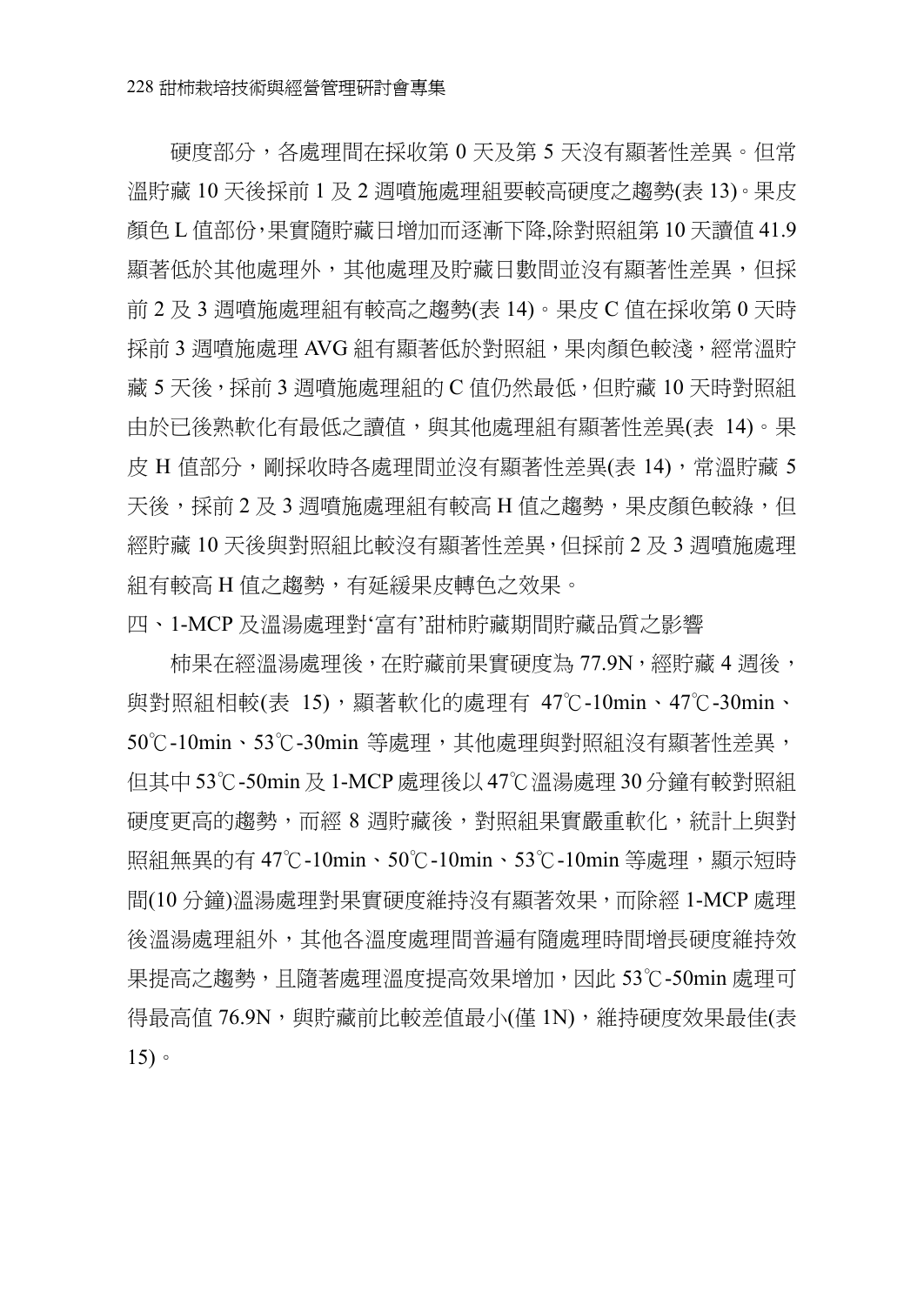硬度部分，各處理間在採收第 0 天及第 5 天沒有顯著性差異。但常溫貯藏 10 天後採前 1 及 2 週噴施處理組要較高硬度之趨勢(表 13)。果皮顏色 L 值部份,果實隨貯藏日增加而逐漸下降,除對照組第 10 天讀值 41.9 顯著低於其他處理外，其他處理及貯藏日數間並沒有顯著性差異，但採前 2 及 3 週噴施處理組有較高之趨勢(表 14)。果皮 C 值在採收第 0 天時採前 3 週噴施處理 AVG 組有顯著低於對照組，果肉顏色較淺，經常溫貯藏 5 天後，採前 3 週噴施處理組的 C 值仍然最低，但貯藏 10 天時對照組由於已後熟軟化有最低之讀值，與其他處理組有顯著性差異(表 14)。果皮 H 值部分，剛採收時各處理間並沒有顯著性差異(表 14)，常溫貯藏 5 天後，採前 2 及 3 週噴施處理組有較高 H 值之趨勢，果皮顏色較綠，但經貯藏 10 天後與對照組比較沒有顯著性差異，但採前 2 及 3 週噴施處理組有較高 H 值之趨勢，有延緩果皮轉色之效果。

## 四、1-MCP 及溫湯處理對‘富有’甜柿貯藏期間貯藏品質之影響

柿果在經溫湯處理後，在貯藏前果實硬度為 77.9N，經貯藏 4 週後，與對照組相較(表 15)，顯著軟化的處理有 47℃-10min、47℃-30min、50℃-10min、53℃-30min 等處理，其他處理與對照組沒有顯著性差異，但其中 53℃-50min 及 1-MCP 處理後以 47℃溫湯處理 30 分鐘有較對照組硬度更高的趨勢，而經 8 週貯藏後，對照組果實嚴重軟化，統計上與對照組無異的有 47℃-10min、50℃-10min、53℃-10min 等處理，顯示短時間(10 分鐘)溫湯處理對果實硬度維持沒有顯著效果，而除經 1-MCP 處理後溫湯處理組外，其他各溫度處理間普遍有隨處理時間增長硬度維持效果提高之趨勢，且隨著處理溫度提高效果增加，因此 53℃-50min 處理可得最高值 76.9N，與貯藏前比較差值最小(僅 1N)，維持硬度效果最佳(表 15)。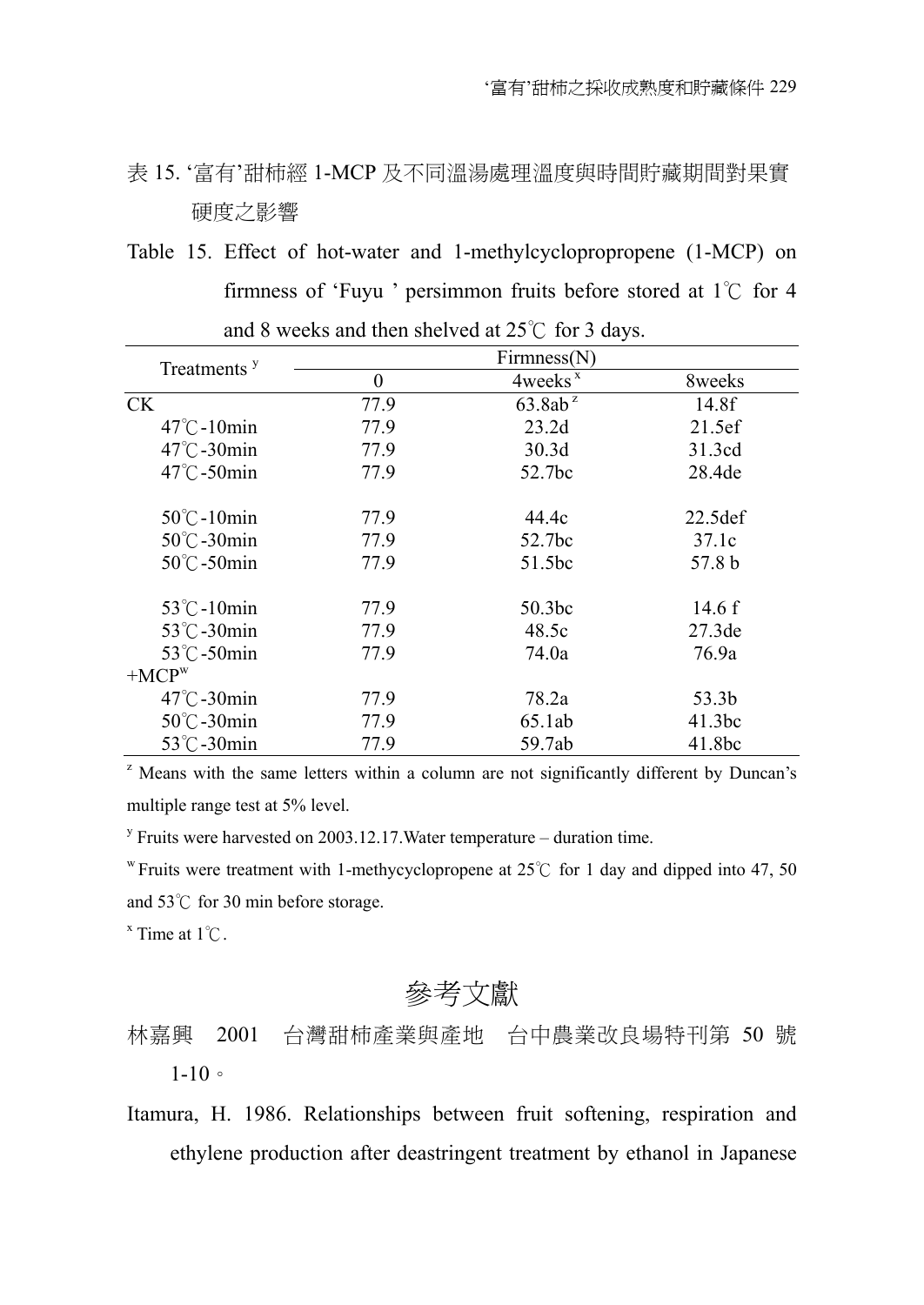表 15. ‘富有’甜柿經 1-MCP 及不同溫湯處理溫度與時間貯藏期間對果實硬度之影響

Table 15. Effect of hot-water and 1-methylcyclopropropene (1-MCP) on firmness of ‘Fuyu ’ persimmon fruits before stored at 1℃ for 4 and 8 weeks and then shelved at 25℃ for 3 days.

| Treatments [y] | Firmness(N) | | |
|---|---|---|---|
| | 0 | 4weeks [x] | 8weeks |
| CK | 77.9 | 63.8ab [z] | 14.8f |
| 47℃-10min | 77.9 | 23.2d | 21.5ef |
| 47℃-30min | 77.9 | 30.3d | 31.3cd |
| 47℃-50min | 77.9 | 52.7bc | 28.4de |
| 50℃-10min | 77.9 | 44.4c | 22.5def |
| 50℃-30min | 77.9 | 52.7bc | 37.1c |
| 50℃-50min | 77.9 | 51.5bc | 57.8 b |
| 53℃-10min | 77.9 | 50.3bc | 14.6 f |
| 53℃-30min | 77.9 | 48.5c | 27.3de |
| 53℃-50min | 77.9 | 74.0a | 76.9a |
| +MCP[w] | | | |
| 47℃-30min | 77.9 | 78.2a | 53.3b |
| 50℃-30min | 77.9 | 65.1ab | 41.3bc |
| 53℃-30min | 77.9 | 59.7ab | 41.8bc |

[z] Means with the same letters within a column are not significantly different by Duncan’s multiple range test at 5% level.

[y] Fruits were harvested on 2003.12.17.Water temperature – duration time.

[w] Fruits were treatment with 1-methycyclopropene at 25℃ for 1 day and dipped into 47, 50 and 53℃ for 30 min before storage.

[x] Time at 1℃.

# 參考文獻

林嘉興　2001　台灣甜柿產業與產地　台中農業改良場特刊第 50 號 1-10。

Itamura, H. 1986. Relationships between fruit softening, respiration and ethylene production after deastringent treatment by ethanol in Japanese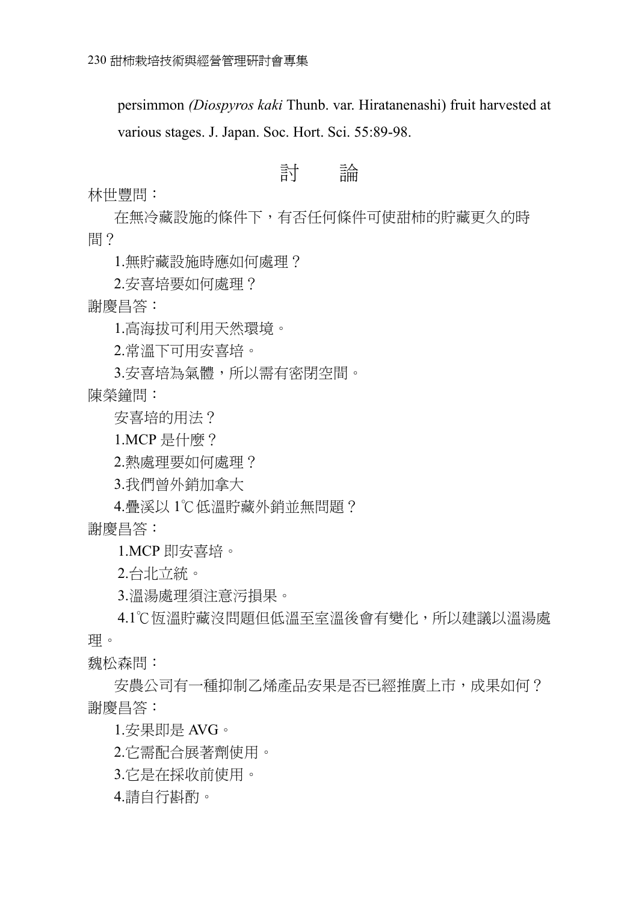persimmon *(Diospyros kaki* Thunb. var. Hiratanenashi) fruit harvested at various stages. J. Japan. Soc. Hort. Sci. 55:89-98.

## 討　　論

林世豐問：

在無冷藏設施的條件下，有否任何條件可使甜柿的貯藏更久的時間？

1.無貯藏設施時應如何處理？

2.安喜培要如何處理？

謝慶昌答：

1.高海拔可利用天然環境。

2.常溫下可用安喜培。

3.安喜培為氣體，所以需有密閉空間。

陳榮鐘問：

安喜培的用法？

1.MCP 是什麼？

2.熱處理要如何處理？

3.我們曾外銷加拿大

4.疊溪以 1℃低溫貯藏外銷並無問題？

謝慶昌答：

1.MCP 即安喜培。

2.台北立統。

3.溫湯處理須注意污損果。

4.1℃恆溫貯藏沒問題但低溫至室溫後會有變化，所以建議以溫湯處理。

魏松森問：

安農公司有一種抑制乙烯產品安果是否已經推廣上市，成果如何？

謝慶昌答：

1.安果即是 AVG。

2.它需配合展著劑使用。

3.它是在採收前使用。

4.請自行斟酌。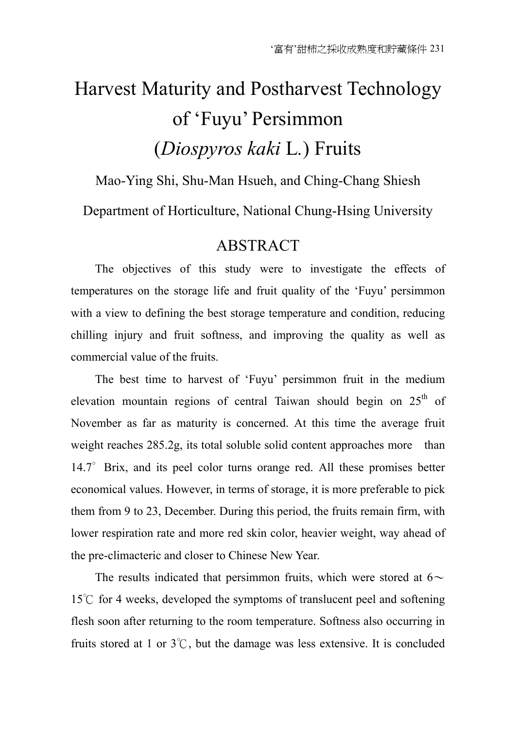# Harvest Maturity and Postharvest Technology of 'Fuyu' Persimmon (*Diospyros kaki* L.) Fruits

Mao-Ying Shi, Shu-Man Hsueh, and Ching-Chang Shiesh

Department of Horticulture, National Chung-Hsing University

## ABSTRACT

The objectives of this study were to investigate the effects of temperatures on the storage life and fruit quality of the 'Fuyu' persimmon with a view to defining the best storage temperature and condition, reducing chilling injury and fruit softness, and improving the quality as well as commercial value of the fruits.

The best time to harvest of 'Fuyu' persimmon fruit in the medium elevation mountain regions of central Taiwan should begin on 25th of November as far as maturity is concerned. At this time the average fruit weight reaches 285.2g, its total soluble solid content approaches more than 14.7° Brix, and its peel color turns orange red. All these promises better economical values. However, in terms of storage, it is more preferable to pick them from 9 to 23, December. During this period, the fruits remain firm, with lower respiration rate and more red skin color, heavier weight, way ahead of the pre-climacteric and closer to Chinese New Year.

The results indicated that persimmon fruits, which were stored at 6～15℃ for 4 weeks, developed the symptoms of translucent peel and softening flesh soon after returning to the room temperature. Softness also occurring in fruits stored at 1 or 3℃, but the damage was less extensive. It is concluded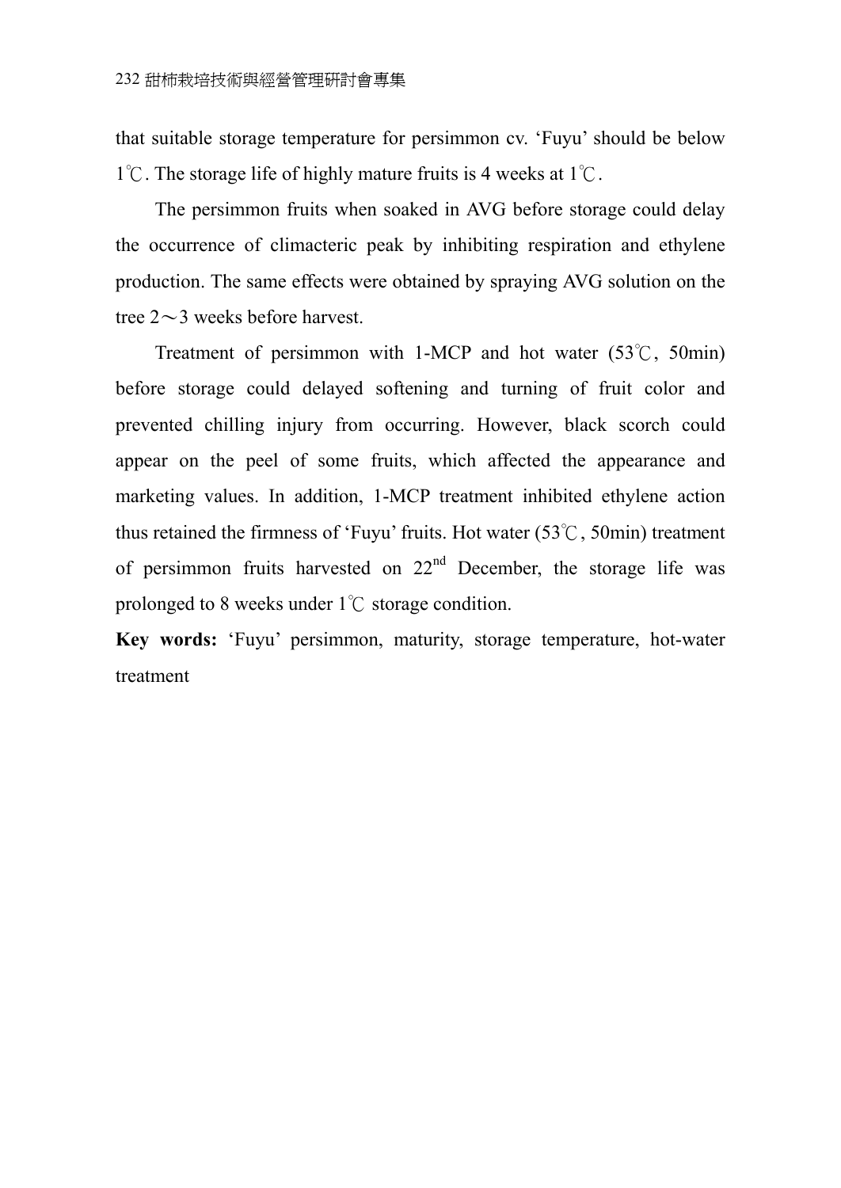that suitable storage temperature for persimmon cv. 'Fuyu' should be below 1℃. The storage life of highly mature fruits is 4 weeks at 1℃.

The persimmon fruits when soaked in AVG before storage could delay the occurrence of climacteric peak by inhibiting respiration and ethylene production. The same effects were obtained by spraying AVG solution on the tree 2～3 weeks before harvest.

Treatment of persimmon with 1-MCP and hot water (53℃, 50min) before storage could delayed softening and turning of fruit color and prevented chilling injury from occurring. However, black scorch could appear on the peel of some fruits, which affected the appearance and marketing values. In addition, 1-MCP treatment inhibited ethylene action thus retained the firmness of 'Fuyu' fruits. Hot water (53℃, 50min) treatment of persimmon fruits harvested on 22$^{nd}$ December, the storage life was prolonged to 8 weeks under 1℃ storage condition.

**Key words:** 'Fuyu' persimmon, maturity, storage temperature, hot-water treatment